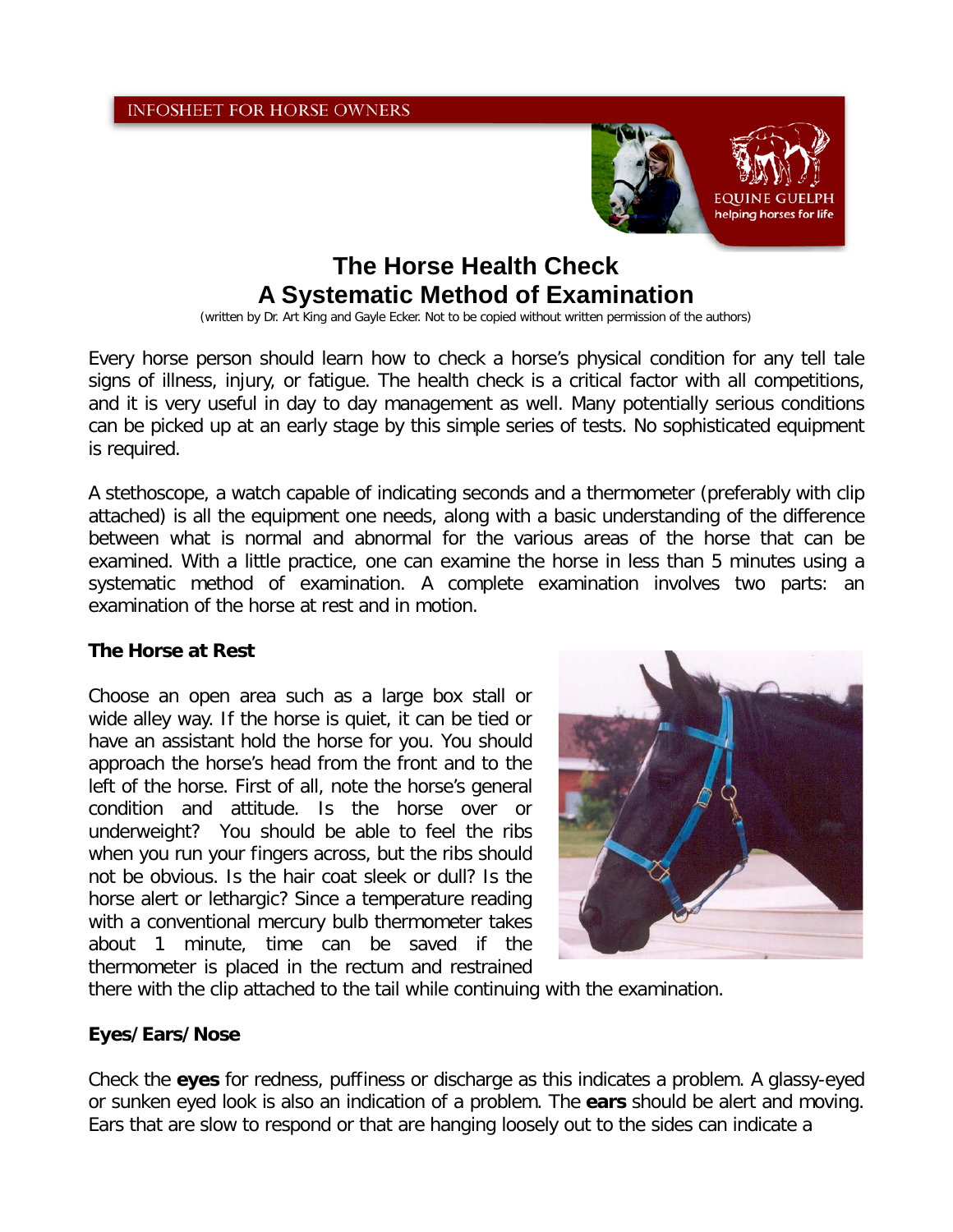INFOSHEET FOR HORSE OWNERS

EQUINE GUELPH
helping horses for life

# The Horse Health Check
# A Systematic Method of Examination

(written by Dr. Art King and Gayle Ecker. Not to be copied without written permission of the authors)

Every horse person should learn how to check a horse's physical condition for any tell tale signs of illness, injury, or fatigue. The health check is a critical factor with all competitions, and it is very useful in day to day management as well. Many potentially serious conditions can be picked up at an early stage by this simple series of tests. No sophisticated equipment is required.

A stethoscope, a watch capable of indicating seconds and a thermometer (preferably with clip attached) is all the equipment one needs, along with a basic understanding of the difference between what is normal and abnormal for the various areas of the horse that can be examined. With a little practice, one can examine the horse in less than 5 minutes using a systematic method of examination. A complete examination involves two parts: an examination of the horse at rest and in motion.

## The Horse at Rest

Choose an open area such as a large box stall or wide alley way. If the horse is quiet, it can be tied or have an assistant hold the horse for you. You should approach the horse's head from the front and to the left of the horse. First of all, note the horse's general condition and attitude. Is the horse over or underweight? You should be able to feel the ribs when you run your fingers across, but the ribs should not be obvious. Is the hair coat sleek or dull? Is the horse alert or lethargic? Since a temperature reading with a conventional mercury bulb thermometer takes about 1 minute, time can be saved if the thermometer is placed in the rectum and restrained there with the clip attached to the tail while continuing with the examination.

## Eyes/Ears/Nose

Check the **eyes** for redness, puffiness or discharge as this indicates a problem. A glassy-eyed or sunken eyed look is also an indication of a problem. The **ears** should be alert and moving. Ears that are slow to respond or that are hanging loosely out to the sides can indicate a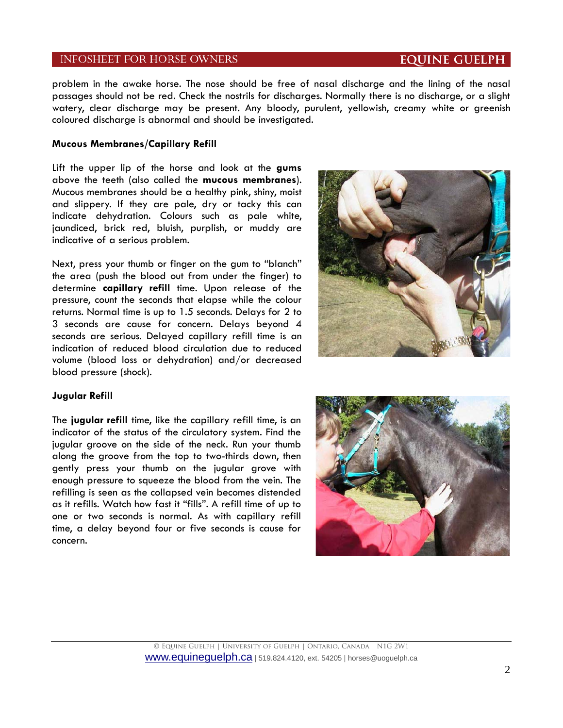problem in the awake horse. The nose should be free of nasal discharge and the lining of the nasal passages should not be red. Check the nostrils for discharges. Normally there is no discharge, or a slight watery, clear discharge may be present. Any bloody, purulent, yellowish, creamy white or greenish coloured discharge is abnormal and should be investigated.

### Mucous Membranes/Capillary Refill

Lift the upper lip of the horse and look at the **gums** above the teeth (also called the **mucous membranes**). Mucous membranes should be a healthy pink, shiny, moist and slippery. If they are pale, dry or tacky this can indicate dehydration. Colours such as pale white, jaundiced, brick red, bluish, purplish, or muddy are indicative of a serious problem.

Next, press your thumb or finger on the gum to "blanch" the area (push the blood out from under the finger) to determine **capillary refill** time. Upon release of the pressure, count the seconds that elapse while the colour returns. Normal time is up to 1.5 seconds. Delays for 2 to 3 seconds are cause for concern. Delays beyond 4 seconds are serious. Delayed capillary refill time is an indication of reduced blood circulation due to reduced volume (blood loss or dehydration) and/or decreased blood pressure (shock).

### Jugular Refill

The **jugular refill** time, like the capillary refill time, is an indicator of the status of the circulatory system. Find the jugular groove on the side of the neck. Run your thumb along the groove from the top to two-thirds down, then gently press your thumb on the jugular grove with enough pressure to squeeze the blood from the vein. The refilling is seen as the collapsed vein becomes distended as it refills. Watch how fast it "fills". A refill time of up to one or two seconds is normal. As with capillary refill time, a delay beyond four or five seconds is cause for concern.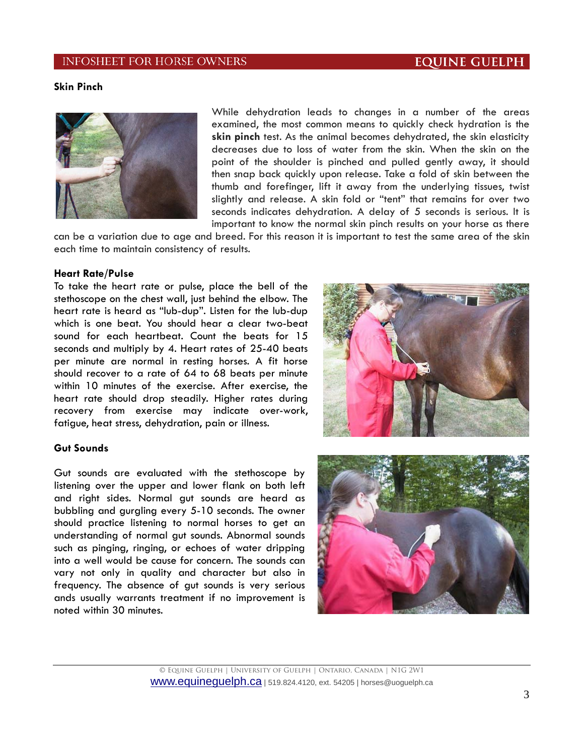### Skin Pinch

While dehydration leads to changes in a number of the areas examined, the most common means to quickly check hydration is the **skin pinch** test. As the animal becomes dehydrated, the skin elasticity decreases due to loss of water from the skin. When the skin on the point of the shoulder is pinched and pulled gently away, it should then snap back quickly upon release. Take a fold of skin between the thumb and forefinger, lift it away from the underlying tissues, twist slightly and release. A skin fold or "tent" that remains for over two seconds indicates dehydration. A delay of 5 seconds is serious. It is important to know the normal skin pinch results on your horse as there can be a variation due to age and breed. For this reason it is important to test the same area of the skin each time to maintain consistency of results.

### Heart Rate/Pulse

To take the heart rate or pulse, place the bell of the stethoscope on the chest wall, just behind the elbow. The heart rate is heard as "lub-dup". Listen for the lub-dup which is one beat. You should hear a clear two-beat sound for each heartbeat. Count the beats for 15 seconds and multiply by 4. Heart rates of 25-40 beats per minute are normal in resting horses. A fit horse should recover to a rate of 64 to 68 beats per minute within 10 minutes of the exercise. After exercise, the heart rate should drop steadily. Higher rates during recovery from exercise may indicate over-work, fatigue, heat stress, dehydration, pain or illness.

### Gut Sounds

Gut sounds are evaluated with the stethoscope by listening over the upper and lower flank on both left and right sides. Normal gut sounds are heard as bubbling and gurgling every 5-10 seconds. The owner should practice listening to normal horses to get an understanding of normal gut sounds. Abnormal sounds such as pinging, ringing, or echoes of water dripping into a well would be cause for concern. The sounds can vary not only in quality and character but also in frequency. The absence of gut sounds is very serious ands usually warrants treatment if no improvement is noted within 30 minutes.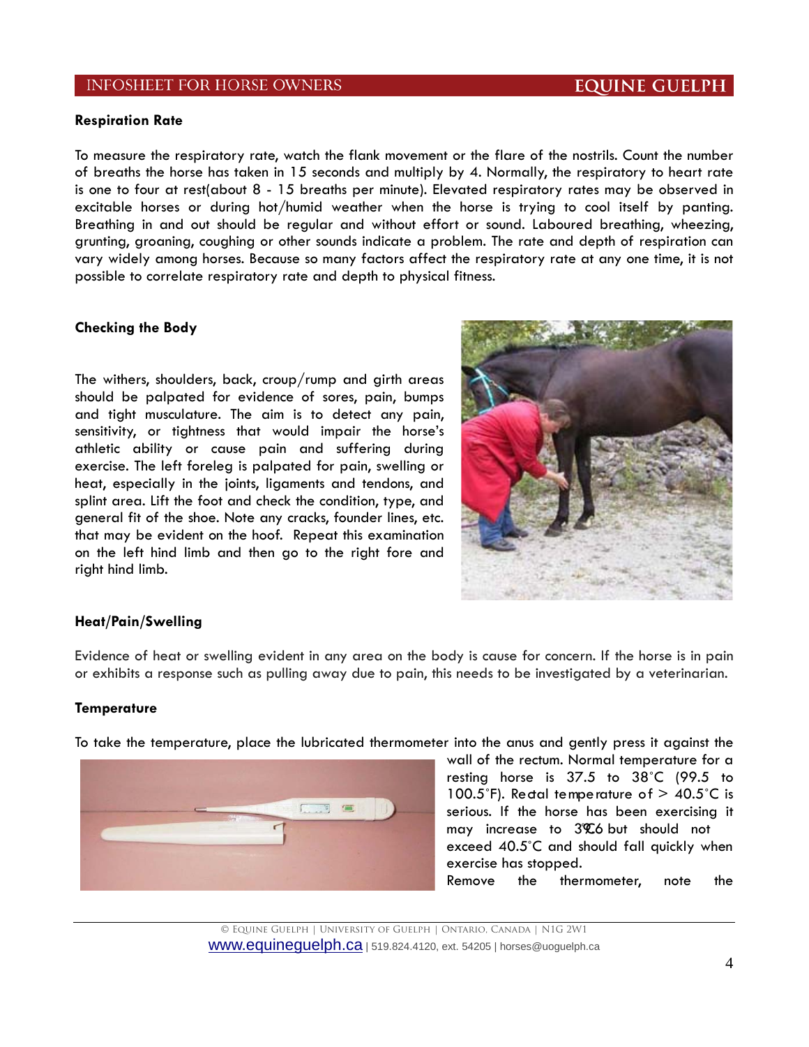### Respiration Rate

To measure the respiratory rate, watch the flank movement or the flare of the nostrils. Count the number of breaths the horse has taken in 15 seconds and multiply by 4. Normally, the respiratory to heart rate is one to four at rest(about 8 - 15 breaths per minute). Elevated respiratory rates may be observed in excitable horses or during hot/humid weather when the horse is trying to cool itself by panting. Breathing in and out should be regular and without effort or sound. Laboured breathing, wheezing, grunting, groaning, coughing or other sounds indicate a problem. The rate and depth of respiration can vary widely among horses. Because so many factors affect the respiratory rate at any one time, it is not possible to correlate respiratory rate and depth to physical fitness.

### Checking the Body

The withers, shoulders, back, croup/rump and girth areas should be palpated for evidence of sores, pain, bumps and tight musculature. The aim is to detect any pain, sensitivity, or tightness that would impair the horse's athletic ability or cause pain and suffering during exercise. The left foreleg is palpated for pain, swelling or heat, especially in the joints, ligaments and tendons, and splint area. Lift the foot and check the condition, type, and general fit of the shoe. Note any cracks, founder lines, etc. that may be evident on the hoof. Repeat this examination on the left hind limb and then go to the right fore and right hind limb.

### Heat/Pain/Swelling

Evidence of heat or swelling evident in any area on the body is cause for concern. If the horse is in pain or exhibits a response such as pulling away due to pain, this needs to be investigated by a veterinarian.

### Temperature

To take the temperature, place the lubricated thermometer into the anus and gently press it against the wall of the rectum. Normal temperature for a resting horse is 37.5 to 38°C (99.5 to 100.5°F). Rectal temperature of > 40.5°C is serious. If the horse has been exercising it may increase to 39.6°C but should not exceed 40.5°C and should fall quickly when exercise has stopped.

Remove the thermometer, note the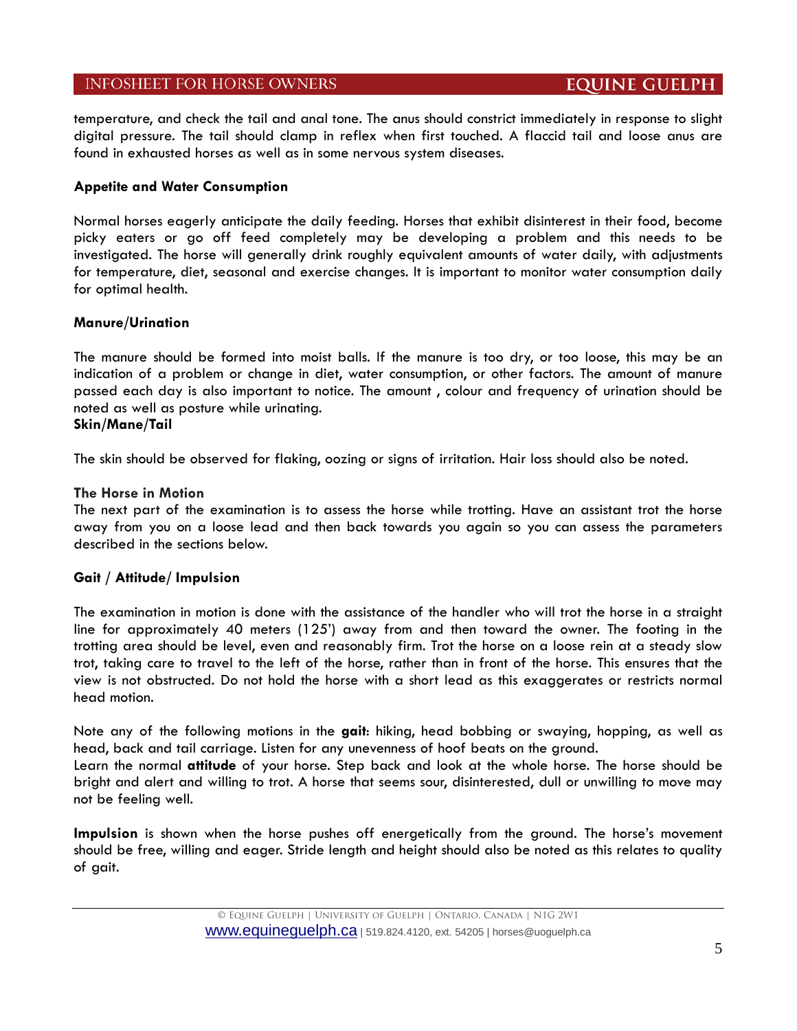temperature, and check the tail and anal tone. The anus should constrict immediately in response to slight digital pressure. The tail should clamp in reflex when first touched. A flaccid tail and loose anus are found in exhausted horses as well as in some nervous system diseases.

**Appetite and Water Consumption**

Normal horses eagerly anticipate the daily feeding. Horses that exhibit disinterest in their food, become picky eaters or go off feed completely may be developing a problem and this needs to be investigated. The horse will generally drink roughly equivalent amounts of water daily, with adjustments for temperature, diet, seasonal and exercise changes. It is important to monitor water consumption daily for optimal health.

**Manure/Urination**

The manure should be formed into moist balls. If the manure is too dry, or too loose, this may be an indication of a problem or change in diet, water consumption, or other factors. The amount of manure passed each day is also important to notice. The amount , colour and frequency of urination should be noted as well as posture while urinating.

**Skin/Mane/Tail**

The skin should be observed for flaking, oozing or signs of irritation. Hair loss should also be noted.

**The Horse in Motion**

The next part of the examination is to assess the horse while trotting. Have an assistant trot the horse away from you on a loose lead and then back towards you again so you can assess the parameters described in the sections below.

**Gait / Attitude/ Impulsion**

The examination in motion is done with the assistance of the handler who will trot the horse in a straight line for approximately 40 meters (125') away from and then toward the owner. The footing in the trotting area should be level, even and reasonably firm. Trot the horse on a loose rein at a steady slow trot, taking care to travel to the left of the horse, rather than in front of the horse. This ensures that the view is not obstructed. Do not hold the horse with a short lead as this exaggerates or restricts normal head motion.

Note any of the following motions in the **gait**: hiking, head bobbing or swaying, hopping, as well as head, back and tail carriage. Listen for any unevenness of hoof beats on the ground.

Learn the normal **attitude** of your horse. Step back and look at the whole horse. The horse should be bright and alert and willing to trot. A horse that seems sour, disinterested, dull or unwilling to move may not be feeling well.

**Impulsion** is shown when the horse pushes off energetically from the ground. The horse's movement should be free, willing and eager. Stride length and height should also be noted as this relates to quality of gait.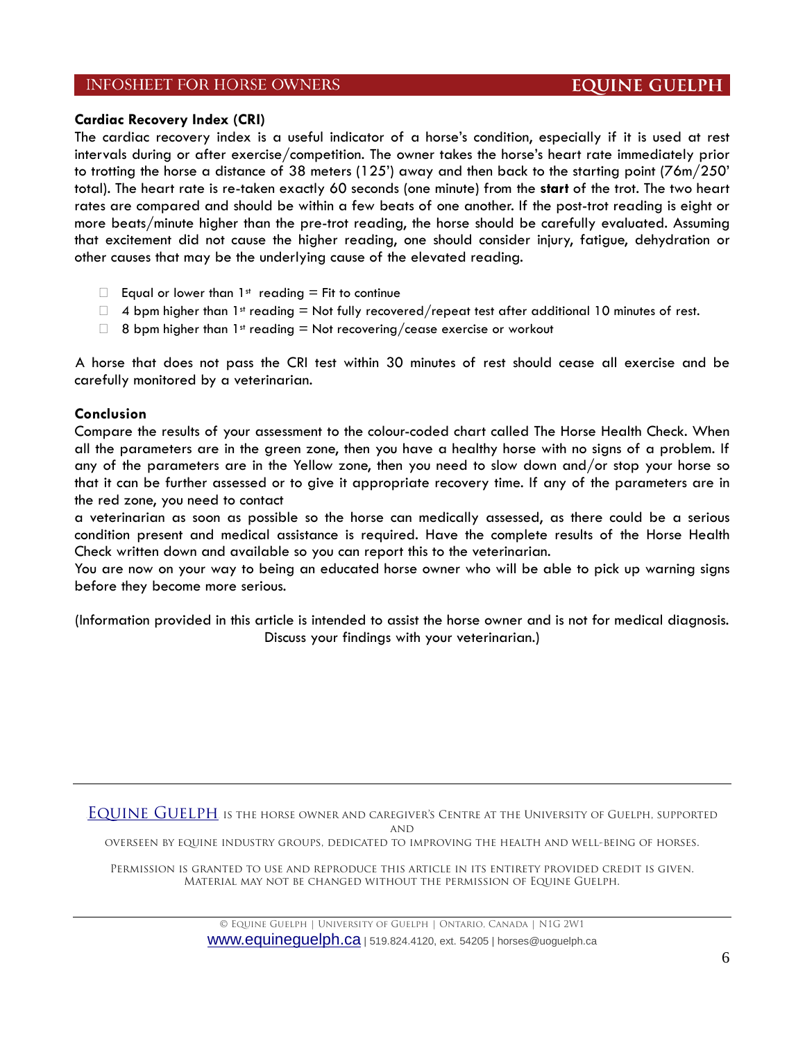**Cardiac Recovery Index (CRI)**

The cardiac recovery index is a useful indicator of a horse's condition, especially if it is used at rest intervals during or after exercise/competition. The owner takes the horse's heart rate immediately prior to trotting the horse a distance of 38 meters (125') away and then back to the starting point (76m/250' total). The heart rate is re-taken exactly 60 seconds (one minute) from the **start** of the trot. The two heart rates are compared and should be within a few beats of one another. If the post-trot reading is eight or more beats/minute higher than the pre-trot reading, the horse should be carefully evaluated. Assuming that excitement did not cause the higher reading, one should consider injury, fatigue, dehydration or other causes that may be the underlying cause of the elevated reading.

- Equal or lower than 1st reading = Fit to continue
- 4 bpm higher than 1st reading = Not fully recovered/repeat test after additional 10 minutes of rest.
- 8 bpm higher than 1st reading = Not recovering/cease exercise or workout

A horse that does not pass the CRI test within 30 minutes of rest should cease all exercise and be carefully monitored by a veterinarian.

**Conclusion**

Compare the results of your assessment to the colour-coded chart called The Horse Health Check. When all the parameters are in the green zone, then you have a healthy horse with no signs of a problem. If any of the parameters are in the Yellow zone, then you need to slow down and/or stop your horse so that it can be further assessed or to give it appropriate recovery time. If any of the parameters are in the red zone, you need to contact a veterinarian as soon as possible so the horse can medically assessed, as there could be a serious condition present and medical assistance is required. Have the complete results of the Horse Health Check written down and available so you can report this to the veterinarian.

You are now on your way to being an educated horse owner who will be able to pick up warning signs before they become more serious.

(Information provided in this article is intended to assist the horse owner and is not for medical diagnosis. Discuss your findings with your veterinarian.)

Equine Guelph is the horse owner and caregiver's Centre at the University of Guelph, supported and overseen by equine industry groups, dedicated to improving the health and well-being of horses.

Permission is granted to use and reproduce this article in its entirety provided credit is given. Material may not be changed without the permission of Equine Guelph.

© Equine Guelph | University of Guelph | Ontario, Canada | N1G 2W1
www.equineguelph.ca | 519.824.4120, ext. 54205 | horses@uoguelph.ca